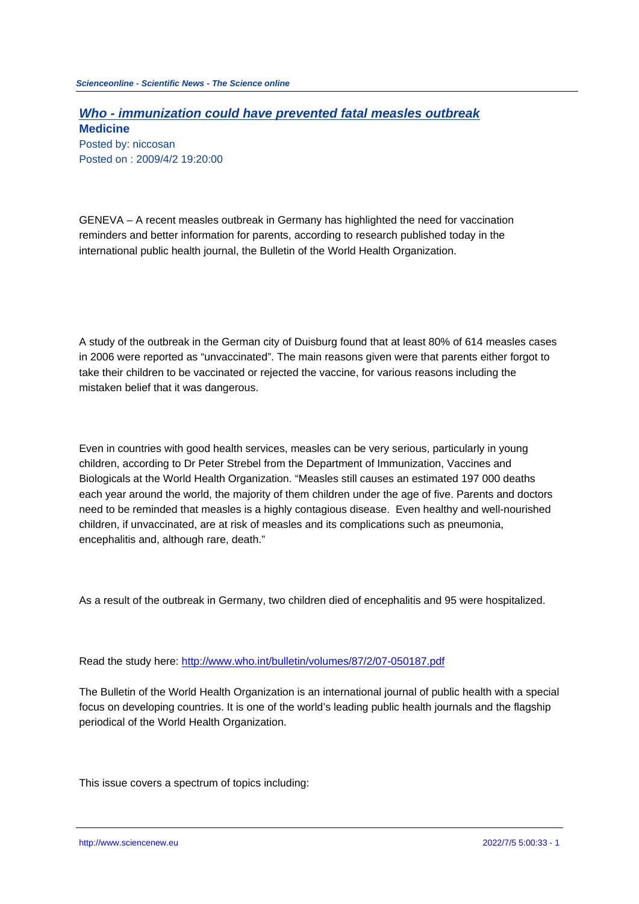# [Who - immunization could have prevented fatal measles outbreak](#)

**Medicine**

Posted by: niccosan

Posted on : 2009/4/2 19:20:00

GENEVA – A recent measles outbreak in Germany has highlighted the need for vaccination reminders and better information for parents, according to research published today in the international public health journal, the Bulletin of the World Health Organization.

A study of the outbreak in the German city of Duisburg found that at least 80% of 614 measles cases in 2006 were reported as "unvaccinated". The main reasons given were that parents either forgot to take their children to be vaccinated or rejected the vaccine, for various reasons including the mistaken belief that it was dangerous.

Even in countries with good health services, measles can be very serious, particularly in young children, according to Dr Peter Strebel from the Department of Immunization, Vaccines and Biologicals at the World Health Organization. "Measles still causes an estimated 197 000 deaths each year around the world, the majority of them children under the age of five. Parents and doctors need to be reminded that measles is a highly contagious disease. Even healthy and well-nourished children, if unvaccinated, are at risk of measles and its complications such as pneumonia, encephalitis and, although rare, death."

As a result of the outbreak in Germany, two children died of encephalitis and 95 were hospitalized.

Read the study here: http://www.who.int/bulletin/volumes/87/2/07-050187.pdf

The Bulletin of the World Health Organization is an international journal of public health with a special focus on developing countries. It is one of the world's leading public health journals and the flagship periodical of the World Health Organization.

This issue covers a spectrum of topics including: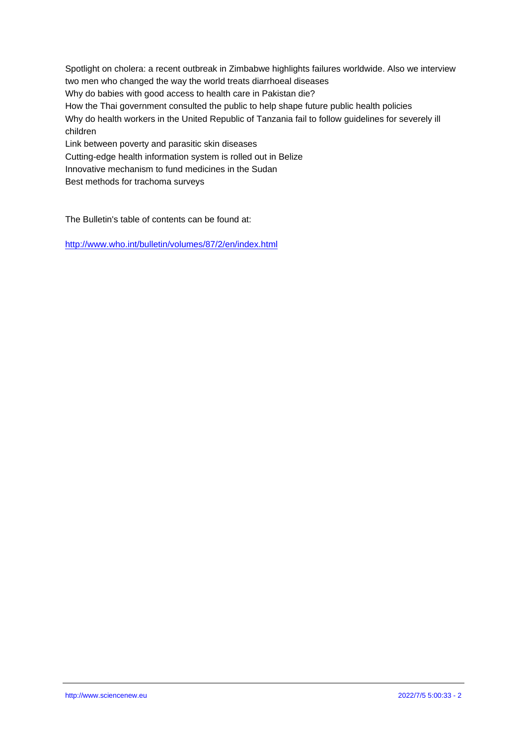Spotlight on cholera: a recent outbreak in Zimbabwe highlights failures worldwide. Also we interview two men who changed the way the world treats diarrhoeal diseases

Why do babies with good access to health care in Pakistan die?

How the Thai government consulted the public to help shape future public health policies

Why do health workers in the United Republic of Tanzania fail to follow guidelines for severely ill children

Link between poverty and parasitic skin diseases

Cutting-edge health information system is rolled out in Belize

Innovative mechanism to fund medicines in the Sudan

Best methods for trachoma surveys

The Bulletin's table of contents can be found at:

http://www.who.int/bulletin/volumes/87/2/en/index.html